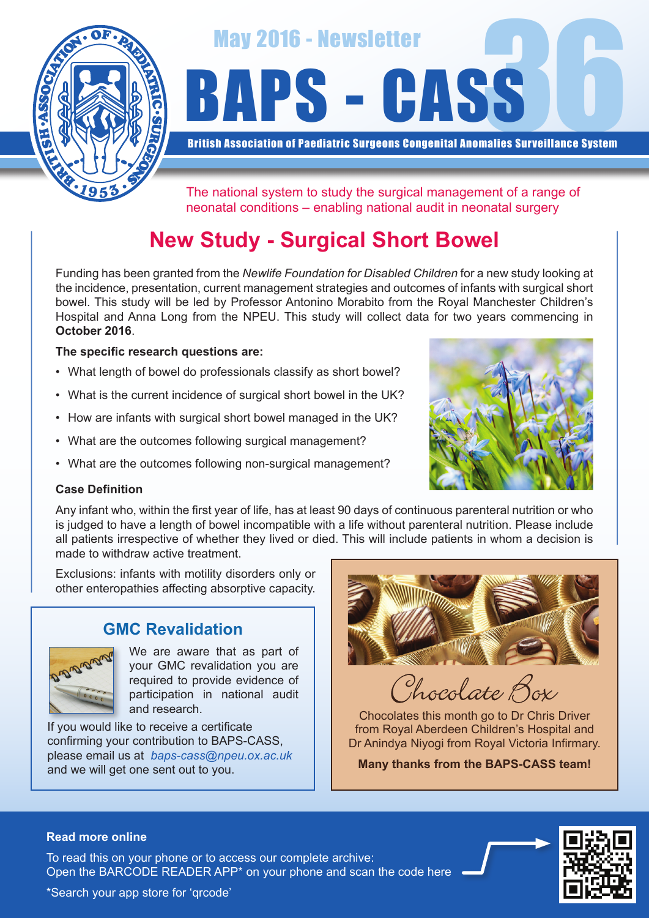May 2016 - Newsletter

# BAPS - CASS 36

**British Association of Paediatric Surgeons Congenital Anomalies Surveillance System**

The national system to study the surgical management of a range of neonatal conditions – enabling national audit in neonatal surgery

## New Study - Surgical Short Bowel

Funding has been granted from the *Newlife Foundation for Disabled Children* for a new study looking at the incidence, presentation, current management strategies and outcomes of infants with surgical short bowel. This study will be led by Professor Antonino Morabito from the Royal Manchester Children's Hospital and Anna Long from the NPEU. This study will collect data for two years commencing in **October 2016**.

**The specific research questions are:**

- What length of bowel do professionals classify as short bowel?
- What is the current incidence of surgical short bowel in the UK?
- How are infants with surgical short bowel managed in the UK?
- What are the outcomes following surgical management?
- What are the outcomes following non-surgical management?

**Case Definition**

Any infant who, within the first year of life, has at least 90 days of continuous parenteral nutrition or who is judged to have a length of bowel incompatible with a life without parenteral nutrition. Please include all patients irrespective of whether they lived or died. This will include patients in whom a decision is made to withdraw active treatment.

Exclusions: infants with motility disorders only or other enteropathies affecting absorptive capacity.

### GMC Revalidation

We are aware that as part of your GMC revalidation you are required to provide evidence of participation in national audit and research.

If you would like to receive a certificate confirming your contribution to BAPS-CASS, please email us at *baps-cass@npeu.ox.ac.uk* and we will get one sent out to you.

### Chocolate Box

Chocolates this month go to Dr Chris Driver from Royal Aberdeen Children's Hospital and Dr Anindya Niyogi from Royal Victoria Infirmary.

**Many thanks from the BAPS-CASS team!**

**Read more online**

To read this on your phone or to access our complete archive:
Open the BARCODE READER APP* on your phone and scan the code here

*Search your app store for 'qrcode'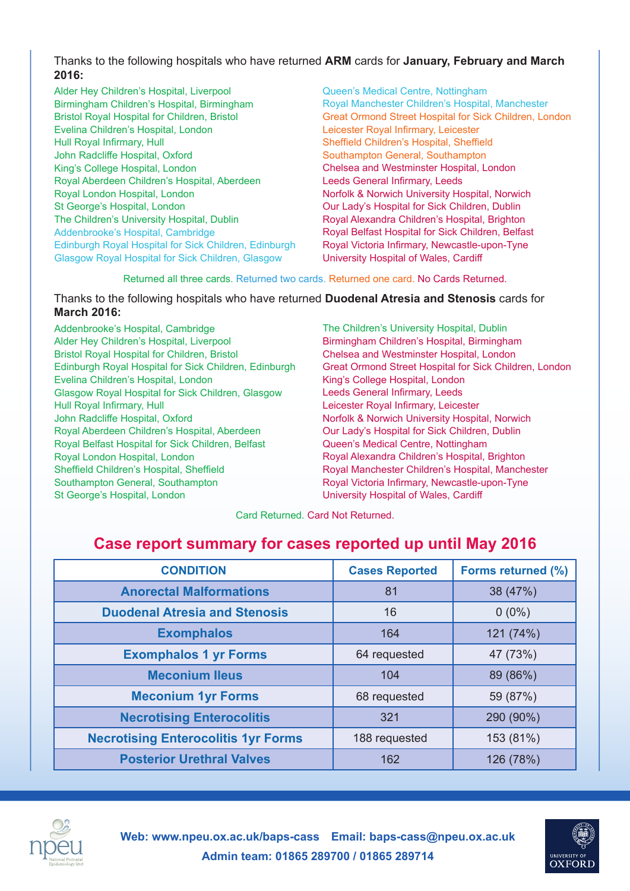Thanks to the following hospitals who have returned **ARM** cards for **January, February and March 2016:**

Alder Hey Children's Hospital, Liverpool
Birmingham Children's Hospital, Birmingham
Bristol Royal Hospital for Children, Bristol
Evelina Children's Hospital, London
Hull Royal Infirmary, Hull
John Radcliffe Hospital, Oxford
King's College Hospital, London
Royal Aberdeen Children's Hospital, Aberdeen
Royal London Hospital, London
St George's Hospital, London
The Children's University Hospital, Dublin
Addenbrooke's Hospital, Cambridge
Edinburgh Royal Hospital for Sick Children, Edinburgh
Glasgow Royal Hospital for Sick Children, Glasgow
Queen's Medical Centre, Nottingham
Royal Manchester Children's Hospital, Manchester
Great Ormond Street Hospital for Sick Children, London
Leicester Royal Infirmary, Leicester
Sheffield Children's Hospital, Sheffield
Southampton General, Southampton
Chelsea and Westminster Hospital, London
Leeds General Infirmary, Leeds
Norfolk & Norwich University Hospital, Norwich
Our Lady's Hospital for Sick Children, Dublin
Royal Alexandra Children's Hospital, Brighton
Royal Belfast Hospital for Sick Children, Belfast
Royal Victoria Infirmary, Newcastle-upon-Tyne
University Hospital of Wales, Cardiff

Returned all three cards. Returned two cards. Returned one card. No Cards Returned.

Thanks to the following hospitals who have returned **Duodenal Atresia and Stenosis** cards for **March 2016:**

Addenbrooke's Hospital, Cambridge
Alder Hey Children's Hospital, Liverpool
Bristol Royal Hospital for Children, Bristol
Edinburgh Royal Hospital for Sick Children, Edinburgh
Evelina Children's Hospital, London
Glasgow Royal Hospital for Sick Children, Glasgow
Hull Royal Infirmary, Hull
John Radcliffe Hospital, Oxford
Royal Aberdeen Children's Hospital, Aberdeen
Royal Belfast Hospital for Sick Children, Belfast
Royal London Hospital, London
Sheffield Children's Hospital, Sheffield
Southampton General, Southampton
St George's Hospital, London
The Children's University Hospital, Dublin
Birmingham Children's Hospital, Birmingham
Chelsea and Westminster Hospital, London
Great Ormond Street Hospital for Sick Children, London
King's College Hospital, London
Leeds General Infirmary, Leeds
Leicester Royal Infirmary, Leicester
Norfolk & Norwich University Hospital, Norwich
Our Lady's Hospital for Sick Children, Dublin
Queen's Medical Centre, Nottingham
Royal Alexandra Children's Hospital, Brighton
Royal Manchester Children's Hospital, Manchester
Royal Victoria Infirmary, Newcastle-upon-Tyne
University Hospital of Wales, Cardiff

Card Returned. Card Not Returned.

## Case report summary for cases reported up until May 2016

| CONDITION | Cases Reported | Forms returned (%) |
|---|---|---|
| Anorectal Malformations | 81 | 38 (47%) |
| Duodenal Atresia and Stenosis | 16 | 0 (0%) |
| Exomphalos | 164 | 121 (74%) |
| Exomphalos 1 yr Forms | 64 requested | 47 (73%) |
| Meconium Ileus | 104 | 89 (86%) |
| Meconium 1yr Forms | 68 requested | 59 (87%) |
| Necrotising Enterocolitis | 321 | 290 (90%) |
| Necrotising Enterocolitis 1yr Forms | 188 requested | 153 (81%) |
| Posterior Urethral Valves | 162 | 126 (78%) |

npeu National Perinatal Epidemiology Unit

**Web: www.npeu.ox.ac.uk/baps-cass Email: baps-cass@npeu.ox.ac.uk**
**Admin team: 01865 289700 / 01865 289714**

UNIVERSITY OF OXFORD